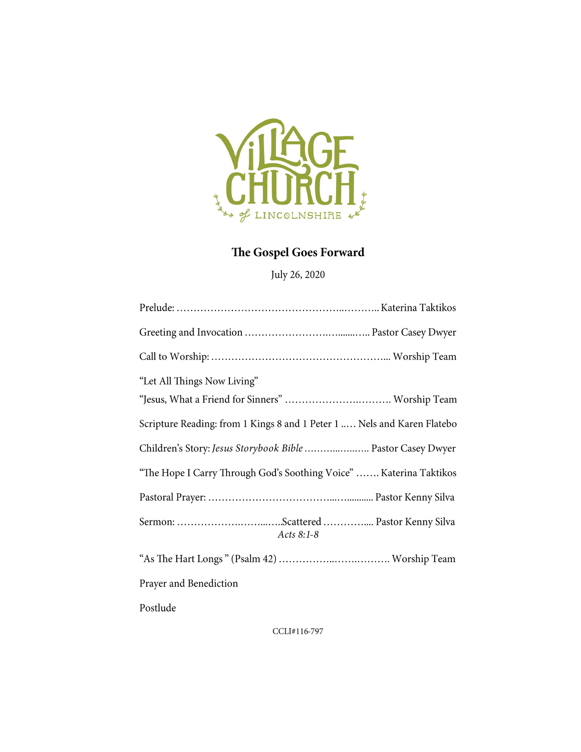Village Church of Lincolnshire

# The Gospel Goes Forward

July 26, 2020

Prelude: …………………………………………..……….. Katerina Taktikos

Greeting and Invocation ……………………..….......….. Pastor Casey Dwyer

Call to Worship: ……………………………………………... Worship Team

"Let All Things Now Living"

"Jesus, What a Friend for Sinners" ………………….………. Worship Team

Scripture Reading: from 1 Kings 8 and 1 Peter 1 ..…. Nels and Karen Flatebo

Children's Story: *Jesus Storybook Bible* ………...…..….. Pastor Casey Dwyer

"The Hope I Carry Through God's Soothing Voice" ……. Katerina Taktikos

Pastoral Prayer: ……………………………....…........... Pastor Kenny Silva

Sermon: ……………….……...…..Scattered …………..... Pastor Kenny Silva
*Acts 8:1-8*

"As The Hart Longs " (Psalm 42) ……………..…….………. Worship Team

Prayer and Benediction

Postlude

CCLI#116-797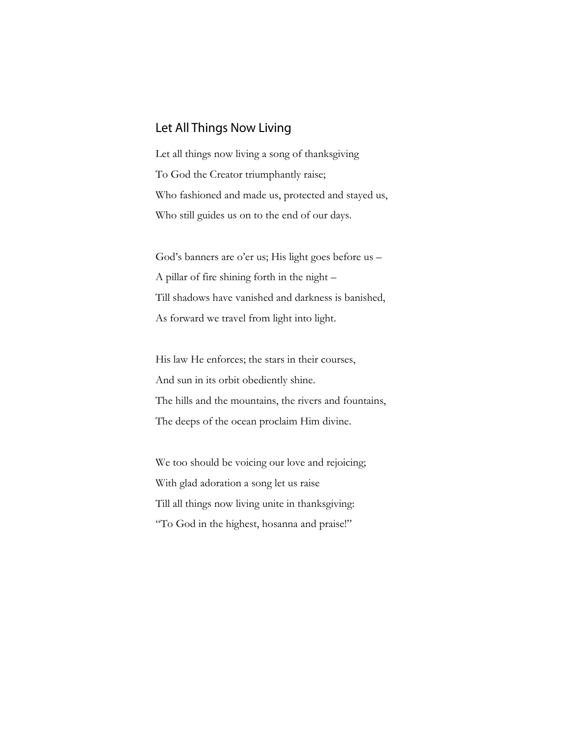## Let All Things Now Living

Let all things now living a song of thanksgiving
To God the Creator triumphantly raise;
Who fashioned and made us, protected and stayed us,
Who still guides us on to the end of our days.

God's banners are o'er us; His light goes before us –
A pillar of fire shining forth in the night –
Till shadows have vanished and darkness is banished,
As forward we travel from light into light.

His law He enforces; the stars in their courses,
And sun in its orbit obediently shine.
The hills and the mountains, the rivers and fountains,
The deeps of the ocean proclaim Him divine.

We too should be voicing our love and rejoicing;
With glad adoration a song let us raise
Till all things now living unite in thanksgiving:
"To God in the highest, hosanna and praise!"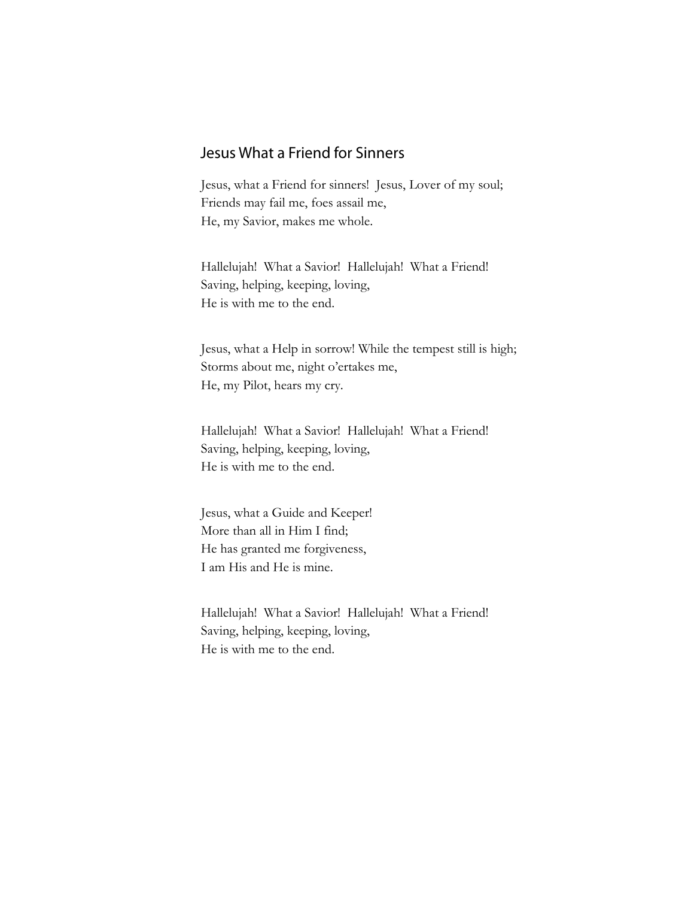## Jesus What a Friend for Sinners

Jesus, what a Friend for sinners!  Jesus, Lover of my soul;
Friends may fail me, foes assail me,
He, my Savior, makes me whole.

Hallelujah!  What a Savior!  Hallelujah!  What a Friend!
Saving, helping, keeping, loving,
He is with me to the end.

Jesus, what a Help in sorrow! While the tempest still is high;
Storms about me, night o'ertakes me,
He, my Pilot, hears my cry.

Hallelujah!  What a Savior!  Hallelujah!  What a Friend!
Saving, helping, keeping, loving,
He is with me to the end.

Jesus, what a Guide and Keeper!
More than all in Him I find;
He has granted me forgiveness,
I am His and He is mine.

Hallelujah!  What a Savior!  Hallelujah!  What a Friend!
Saving, helping, keeping, loving,
He is with me to the end.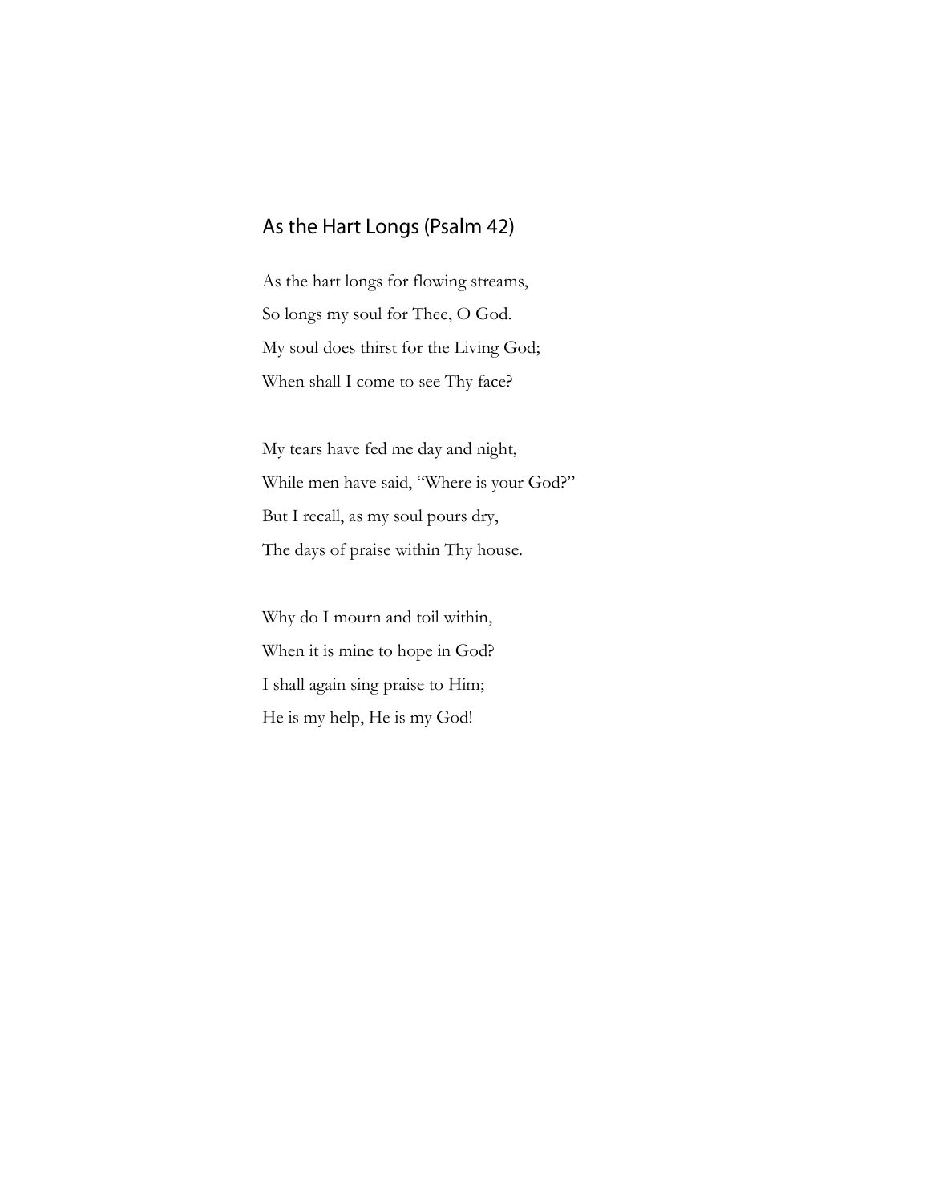## As the Hart Longs (Psalm 42)

As the hart longs for flowing streams,
So longs my soul for Thee, O God.
My soul does thirst for the Living God;
When shall I come to see Thy face?

My tears have fed me day and night,
While men have said, "Where is your God?"
But I recall, as my soul pours dry,
The days of praise within Thy house.

Why do I mourn and toil within,
When it is mine to hope in God?
I shall again sing praise to Him;
He is my help, He is my God!